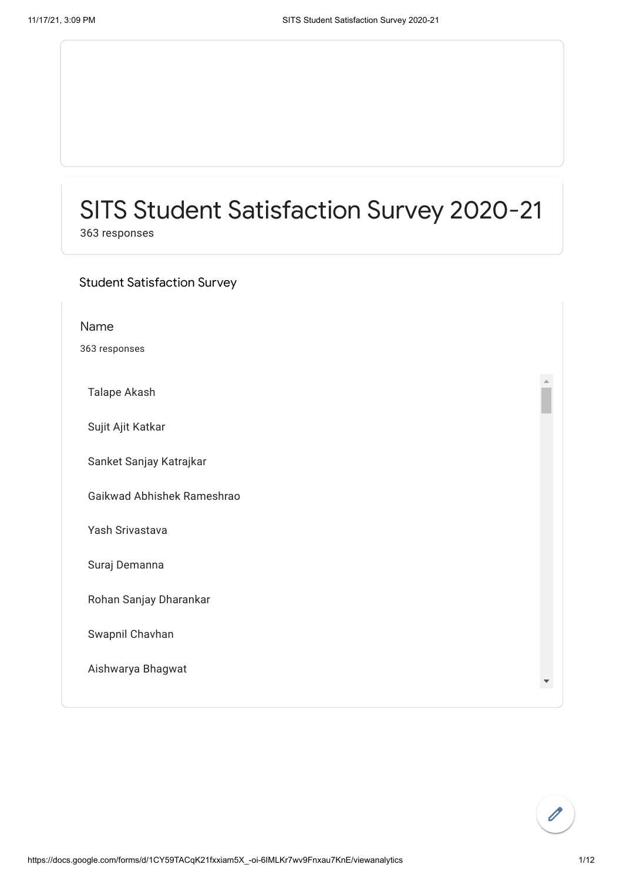# SITS Student Satisfaction Survey 2020-21

363 responses

## Student Satisfaction Survey

### Name

363 responses

- Talape Akash
- Sujit Ajit Katkar
- Sanket Sanjay Katrajkar
- Gaikwad Abhishek Rameshrao
- Yash Srivastava
- Suraj Demanna
- Rohan Sanjay Dharankar
- Swapnil Chavhan
- Aishwarya Bhagwat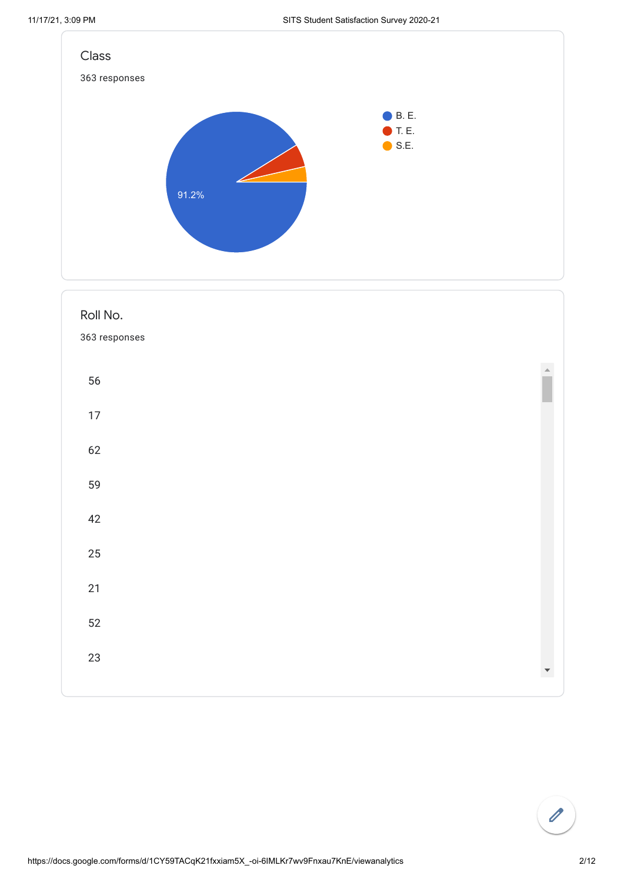## Class

363 responses

- B. E.
- T. E.
- S.E.

91.2%

## Roll No.

363 responses

56

17

62

59

42

25

21

52

23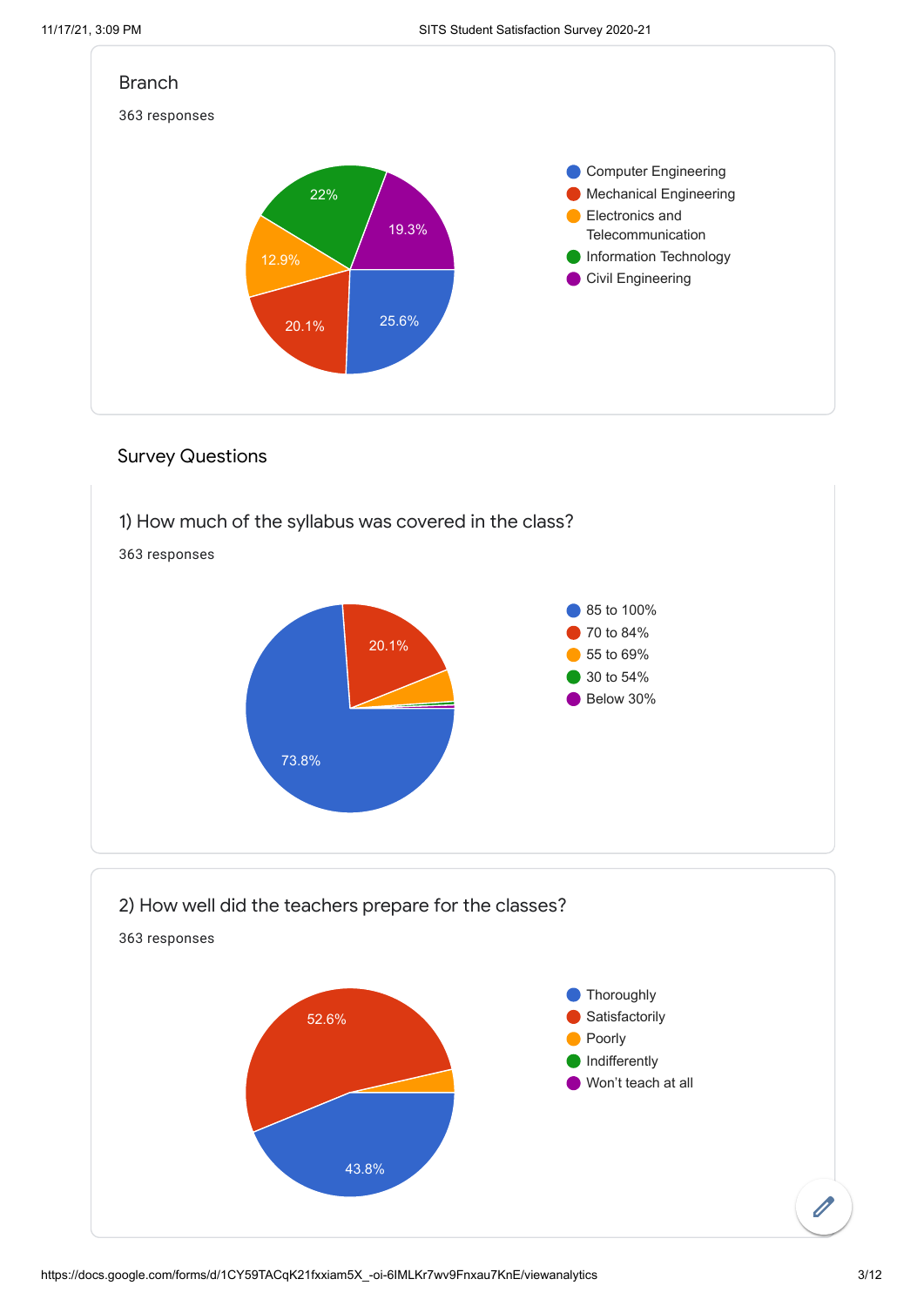## Branch

363 responses

- Computer Engineering: 25.6%
- Mechanical Engineering: 20.1%
- Electronics and Telecommunication: 12.9%
- Information Technology: 22%
- Civil Engineering: 19.3%

## Survey Questions

### 1) How much of the syllabus was covered in the class?

363 responses

- 85 to 100%: 73.8%
- 70 to 84%: 20.1%
- 55 to 69%
- 30 to 54%
- Below 30%

### 2) How well did the teachers prepare for the classes?

363 responses

- Thoroughly: 43.8%
- Satisfactorily: 52.6%
- Poorly
- Indifferently
- Won't teach at all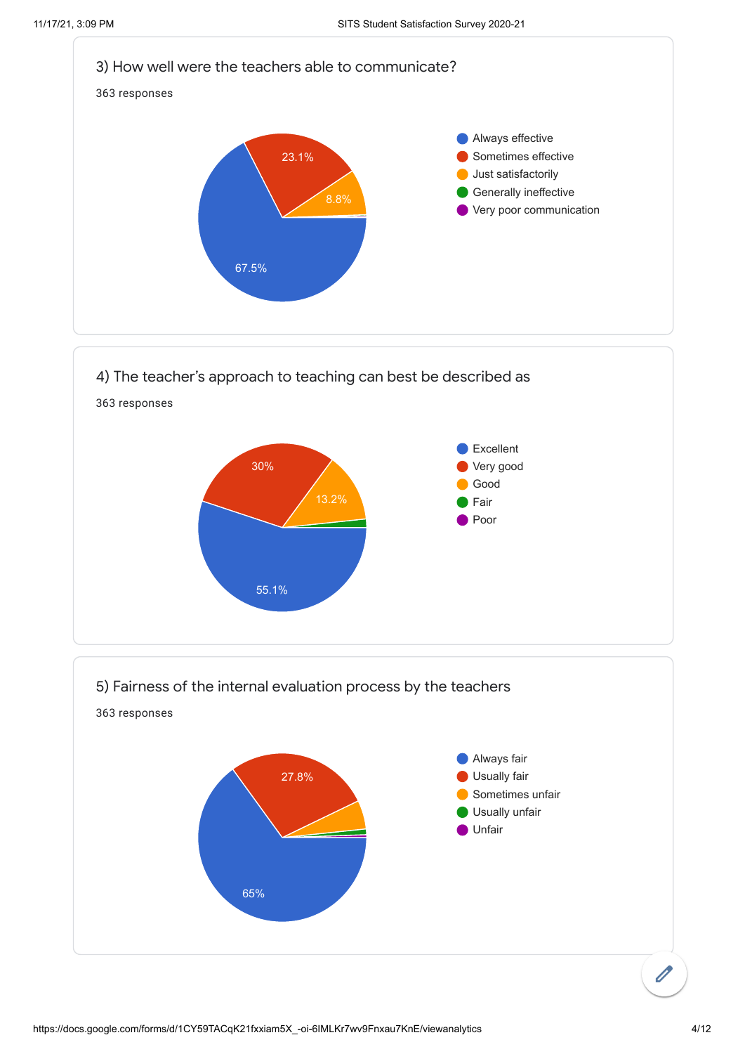### 3) How well were the teachers able to communicate?

363 responses

- Always effective: 67.5%
- Sometimes effective: 23.1%
- Just satisfactorily: 8.8%
- Generally ineffective
- Very poor communication

### 4) The teacher's approach to teaching can best be described as

363 responses

- Excellent: 55.1%
- Very good: 30%
- Good: 13.2%
- Fair
- Poor

### 5) Fairness of the internal evaluation process by the teachers

363 responses

- Always fair: 65%
- Usually fair: 27.8%
- Sometimes unfair
- Usually unfair
- Unfair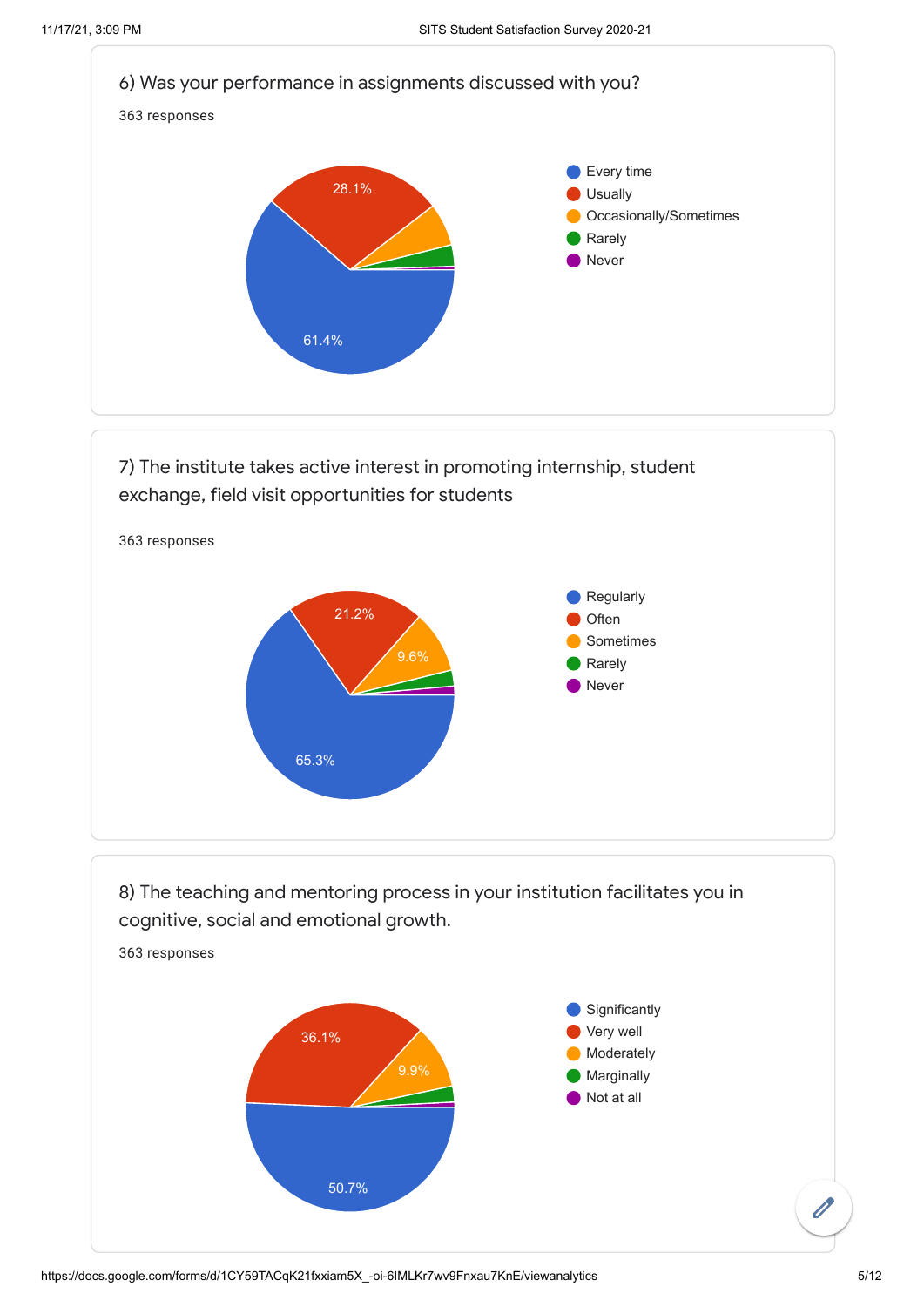6) Was your performance in assignments discussed with you?

363 responses

- Every time: 61.4%
- Usually: 28.1%
- Occasionally/Sometimes
- Rarely
- Never

7) The institute takes active interest in promoting internship, student exchange, field visit opportunities for students

363 responses

- Regularly: 65.3%
- Often: 21.2%
- Sometimes: 9.6%
- Rarely
- Never

8) The teaching and mentoring process in your institution facilitates you in cognitive, social and emotional growth.

363 responses

- Significantly: 50.7%
- Very well: 36.1%
- Moderately: 9.9%
- Marginally
- Not at all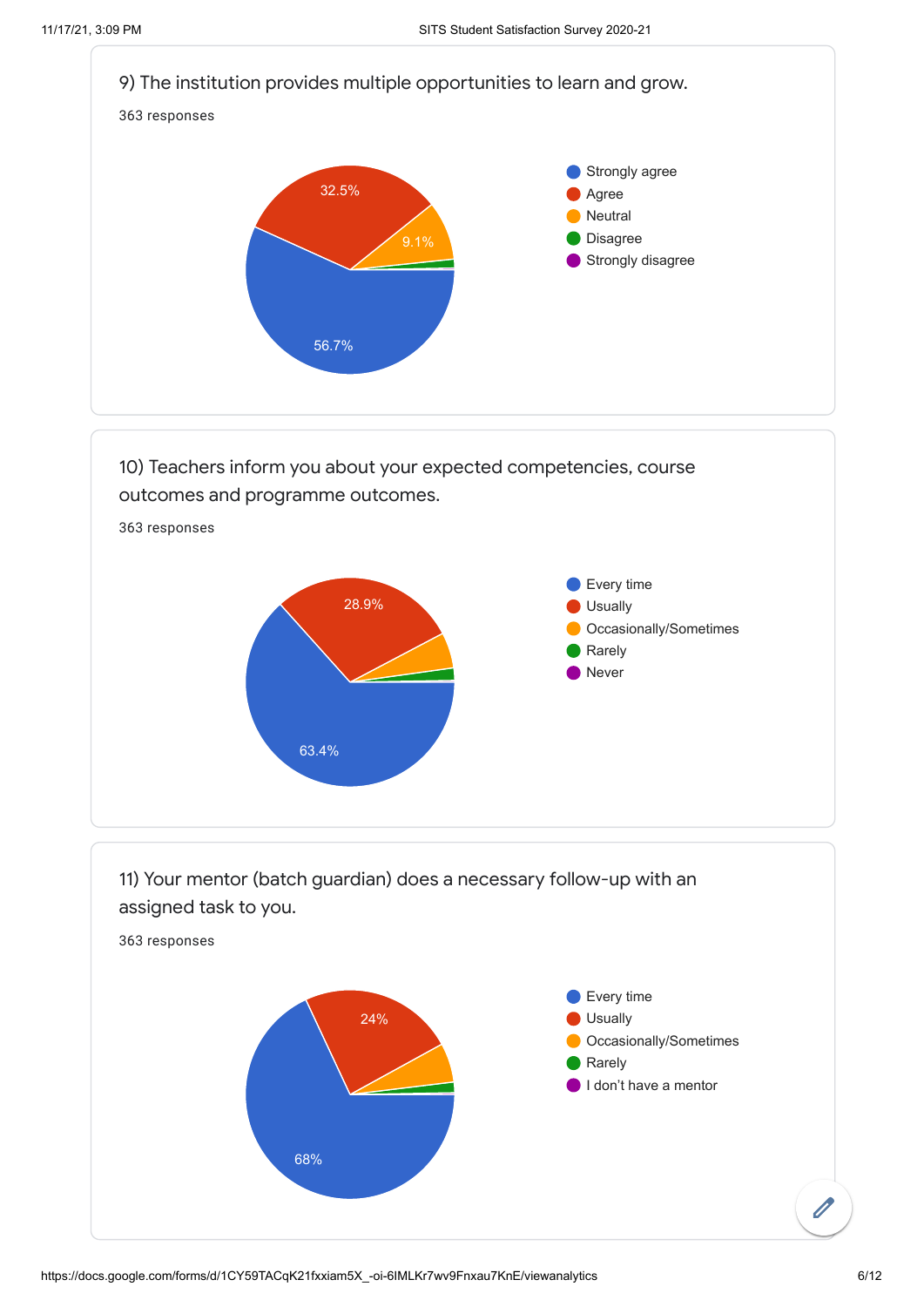9) The institution provides multiple opportunities to learn and grow.

363 responses

| Response | Percentage |
|---|---|
| Strongly agree | 56.7% |
| Agree | 32.5% |
| Neutral | 9.1% |
| Disagree | |
| Strongly disagree | |

10) Teachers inform you about your expected competencies, course outcomes and programme outcomes.

363 responses

| Response | Percentage |
|---|---|
| Every time | 63.4% |
| Usually | 28.9% |
| Occasionally/Sometimes | |
| Rarely | |
| Never | |

11) Your mentor (batch guardian) does a necessary follow-up with an assigned task to you.

363 responses

| Response | Percentage |
|---|---|
| Every time | 68% |
| Usually | 24% |
| Occasionally/Sometimes | |
| Rarely | |
| I don't have a mentor | |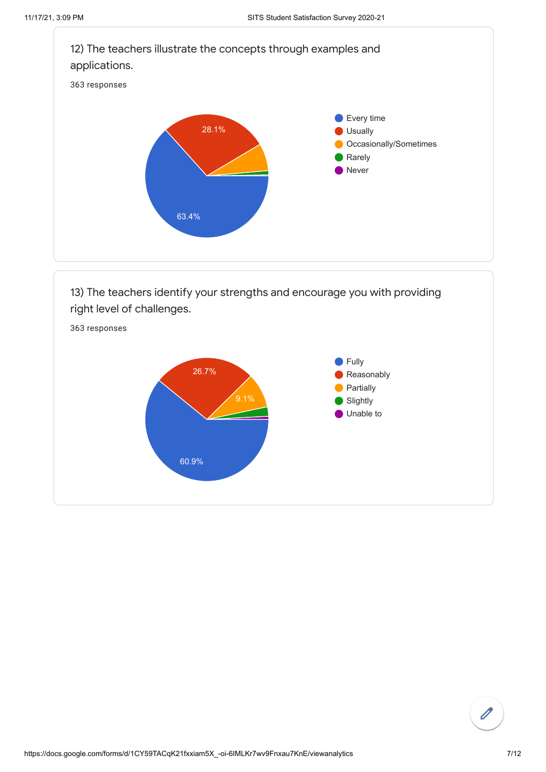12) The teachers illustrate the concepts through examples and applications.

363 responses

- Every time
- Usually
- Occasionally/Sometimes
- Rarely
- Never

28.1%

63.4%

13) The teachers identify your strengths and encourage you with providing right level of challenges.

363 responses

- Fully
- Reasonably
- Partially
- Slightly
- Unable to

26.7%

9.1%

60.9%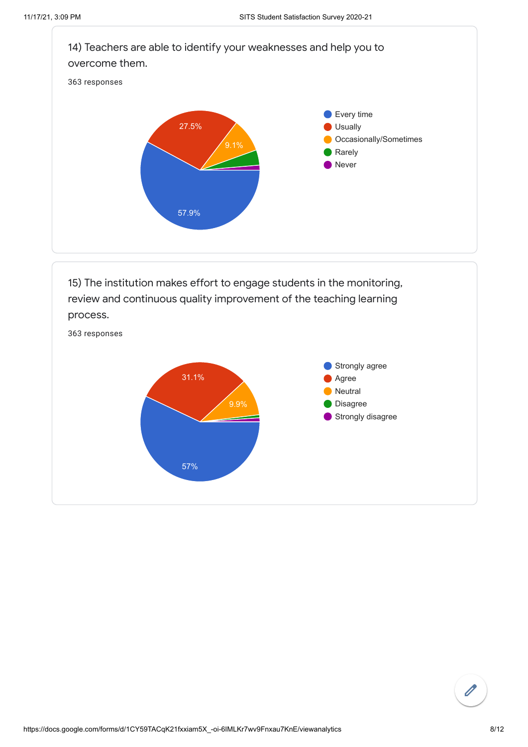14) Teachers are able to identify your weaknesses and help you to overcome them.

363 responses

| Response | Percentage |
|---|---|
| Every time | 57.9% |
| Usually | 27.5% |
| Occasionally/Sometimes | 9.1% |
| Rarely | |
| Never | |

15) The institution makes effort to engage students in the monitoring, review and continuous quality improvement of the teaching learning process.

363 responses

| Response | Percentage |
|---|---|
| Strongly agree | 57% |
| Agree | 31.1% |
| Neutral | 9.9% |
| Disagree | |
| Strongly disagree | |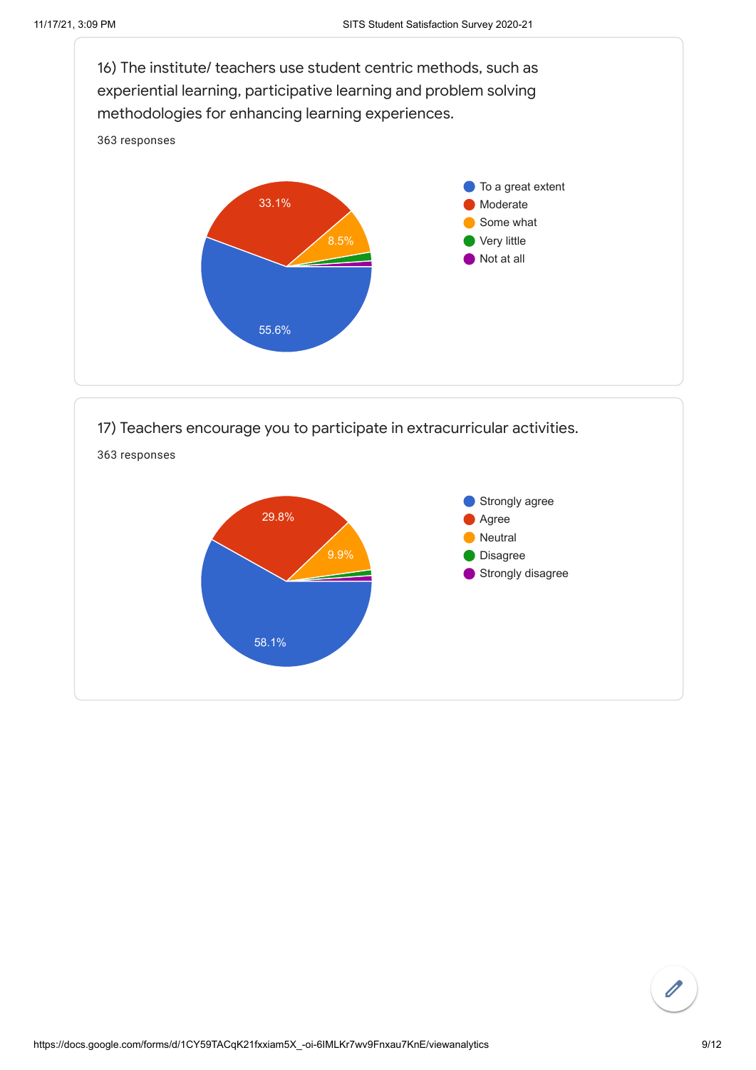16) The institute/ teachers use student centric methods, such as experiential learning, participative learning and problem solving methodologies for enhancing learning experiences.

363 responses

| Response | Percentage |
|---|---|
| To a great extent | 55.6% |
| Moderate | 33.1% |
| Some what | 8.5% |
| Very little | |
| Not at all | |

17) Teachers encourage you to participate in extracurricular activities.

363 responses

| Response | Percentage |
|---|---|
| Strongly agree | 58.1% |
| Agree | 29.8% |
| Neutral | 9.9% |
| Disagree | |
| Strongly disagree | |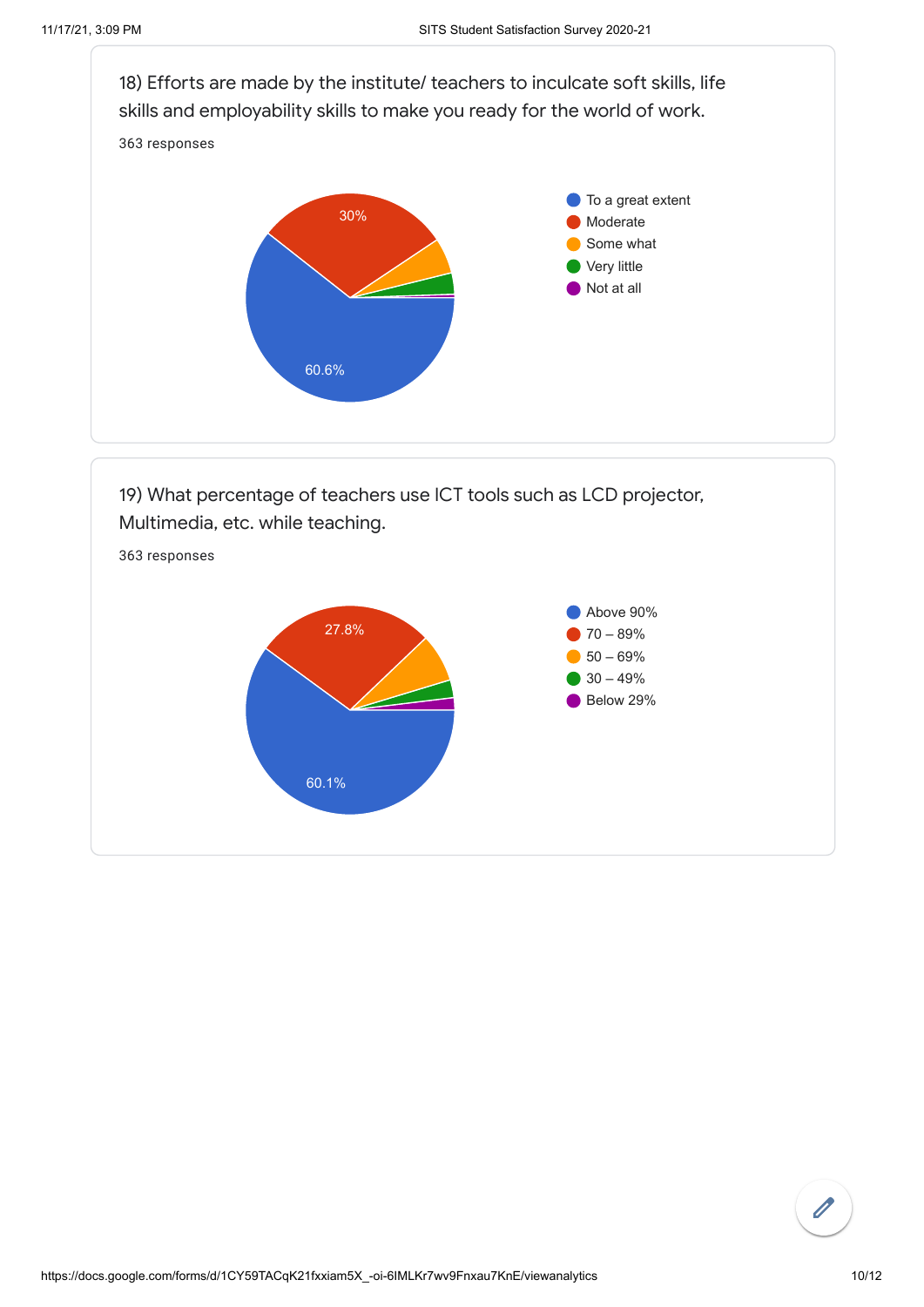18) Efforts are made by the institute/ teachers to inculcate soft skills, life skills and employability skills to make you ready for the world of work.

363 responses

- To a great extent: 60.6%
- Moderate: 30%
- Some what
- Very little
- Not at all

19) What percentage of teachers use ICT tools such as LCD projector, Multimedia, etc. while teaching.

363 responses

- Above 90%: 60.1%
- 70 – 89%: 27.8%
- 50 – 69%
- 30 – 49%
- Below 29%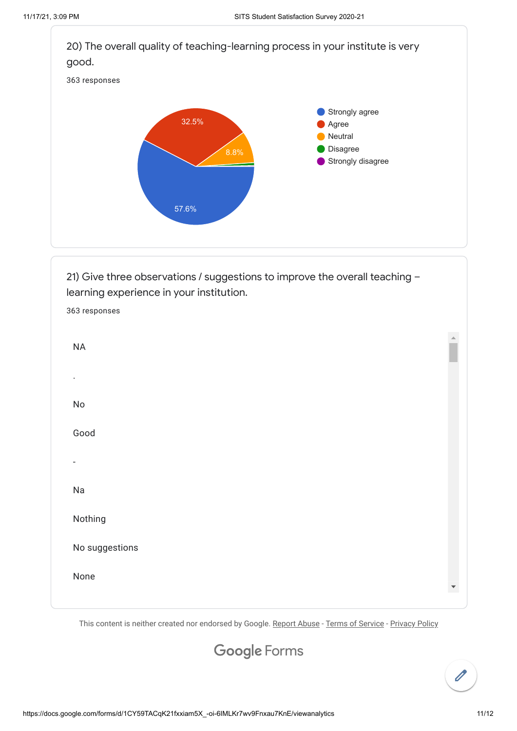20) The overall quality of teaching-learning process in your institute is very good.

363 responses

| Response | Percentage |
| --- | --- |
| Strongly agree | 57.6% |
| Agree | 32.5% |
| Neutral | 8.8% |
| Disagree | |
| Strongly disagree | |

21) Give three observations / suggestions to improve the overall teaching – learning experience in your institution.

363 responses

NA

.

No

Good

-

Na

Nothing

No suggestions

None

This content is neither created nor endorsed by Google. Report Abuse - Terms of Service - Privacy Policy

Google Forms